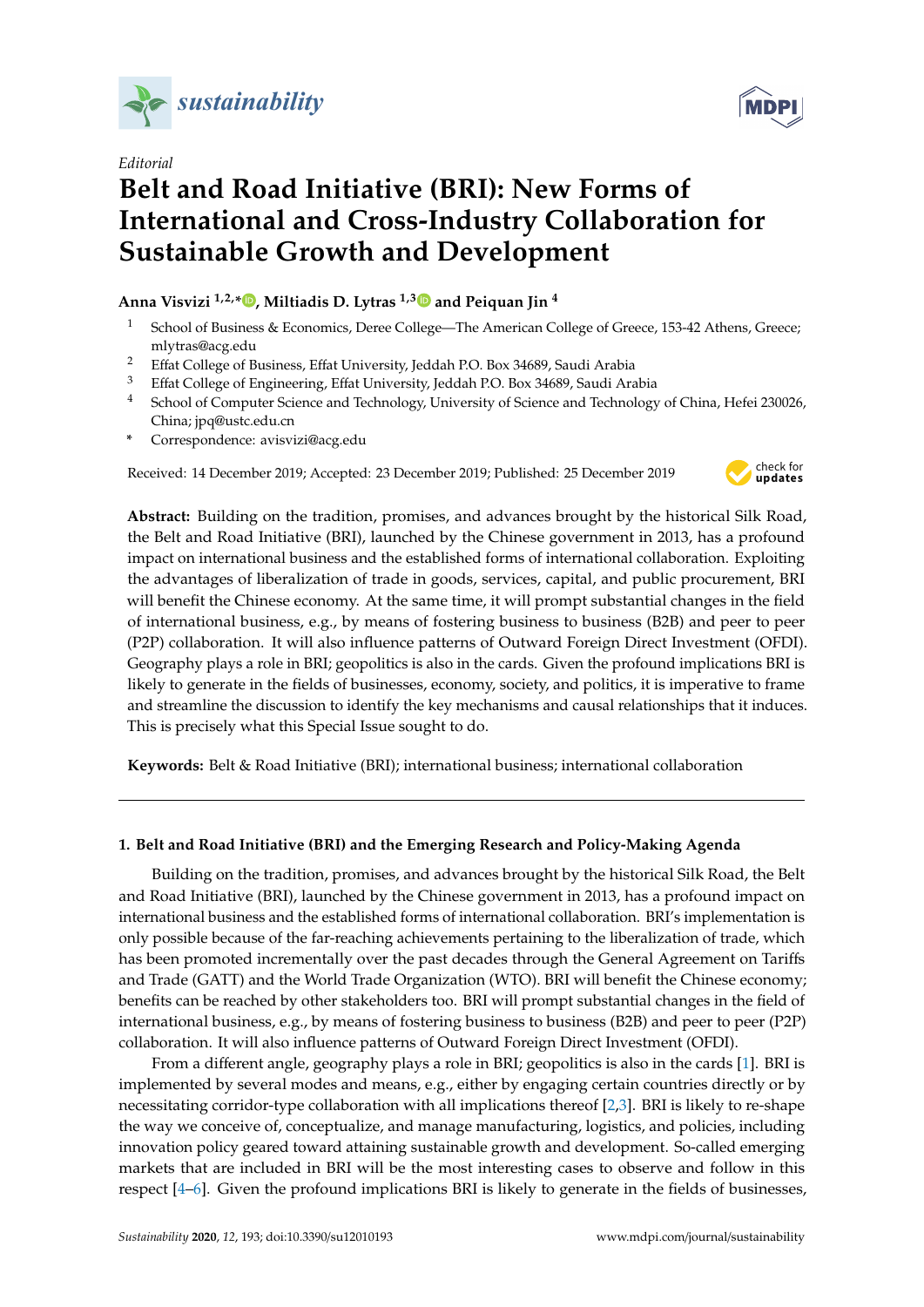*sustainability*

*Editorial*

# Belt and Road Initiative (BRI): New Forms of International and Cross-Industry Collaboration for Sustainable Growth and Development

**Anna Visvizi [1,2,*], Miltiadis D. Lytras [1,3] and Peiquan Jin [4]**

1. School of Business & Economics, Deree College—The American College of Greece, 153-42 Athens, Greece; mlytras@acg.edu
2. Effat College of Business, Effat University, Jeddah P.O. Box 34689, Saudi Arabia
3. Effat College of Engineering, Effat University, Jeddah P.O. Box 34689, Saudi Arabia
4. School of Computer Science and Technology, University of Science and Technology of China, Hefei 230026, China; jpq@ustc.edu.cn

\* Correspondence: avisvizi@acg.edu

Received: 14 December 2019; Accepted: 23 December 2019; Published: 25 December 2019

**Abstract:** Building on the tradition, promises, and advances brought by the historical Silk Road, the Belt and Road Initiative (BRI), launched by the Chinese government in 2013, has a profound impact on international business and the established forms of international collaboration. Exploiting the advantages of liberalization of trade in goods, services, capital, and public procurement, BRI will benefit the Chinese economy. At the same time, it will prompt substantial changes in the field of international business, e.g., by means of fostering business to business (B2B) and peer to peer (P2P) collaboration. It will also influence patterns of Outward Foreign Direct Investment (OFDI). Geography plays a role in BRI; geopolitics is also in the cards. Given the profound implications BRI is likely to generate in the fields of businesses, economy, society, and politics, it is imperative to frame and streamline the discussion to identify the key mechanisms and causal relationships that it induces. This is precisely what this Special Issue sought to do.

**Keywords:** Belt & Road Initiative (BRI); international business; international collaboration

## 1. Belt and Road Initiative (BRI) and the Emerging Research and Policy-Making Agenda

Building on the tradition, promises, and advances brought by the historical Silk Road, the Belt and Road Initiative (BRI), launched by the Chinese government in 2013, has a profound impact on international business and the established forms of international collaboration. BRI's implementation is only possible because of the far-reaching achievements pertaining to the liberalization of trade, which has been promoted incrementally over the past decades through the General Agreement on Tariffs and Trade (GATT) and the World Trade Organization (WTO). BRI will benefit the Chinese economy; benefits can be reached by other stakeholders too. BRI will prompt substantial changes in the field of international business, e.g., by means of fostering business to business (B2B) and peer to peer (P2P) collaboration. It will also influence patterns of Outward Foreign Direct Investment (OFDI).

From a different angle, geography plays a role in BRI; geopolitics is also in the cards [1]. BRI is implemented by several modes and means, e.g., either by engaging certain countries directly or by necessitating corridor-type collaboration with all implications thereof [2,3]. BRI is likely to re-shape the way we conceive of, conceptualize, and manage manufacturing, logistics, and policies, including innovation policy geared toward attaining sustainable growth and development. So-called emerging markets that are included in BRI will be the most interesting cases to observe and follow in this respect [4–6]. Given the profound implications BRI is likely to generate in the fields of businesses,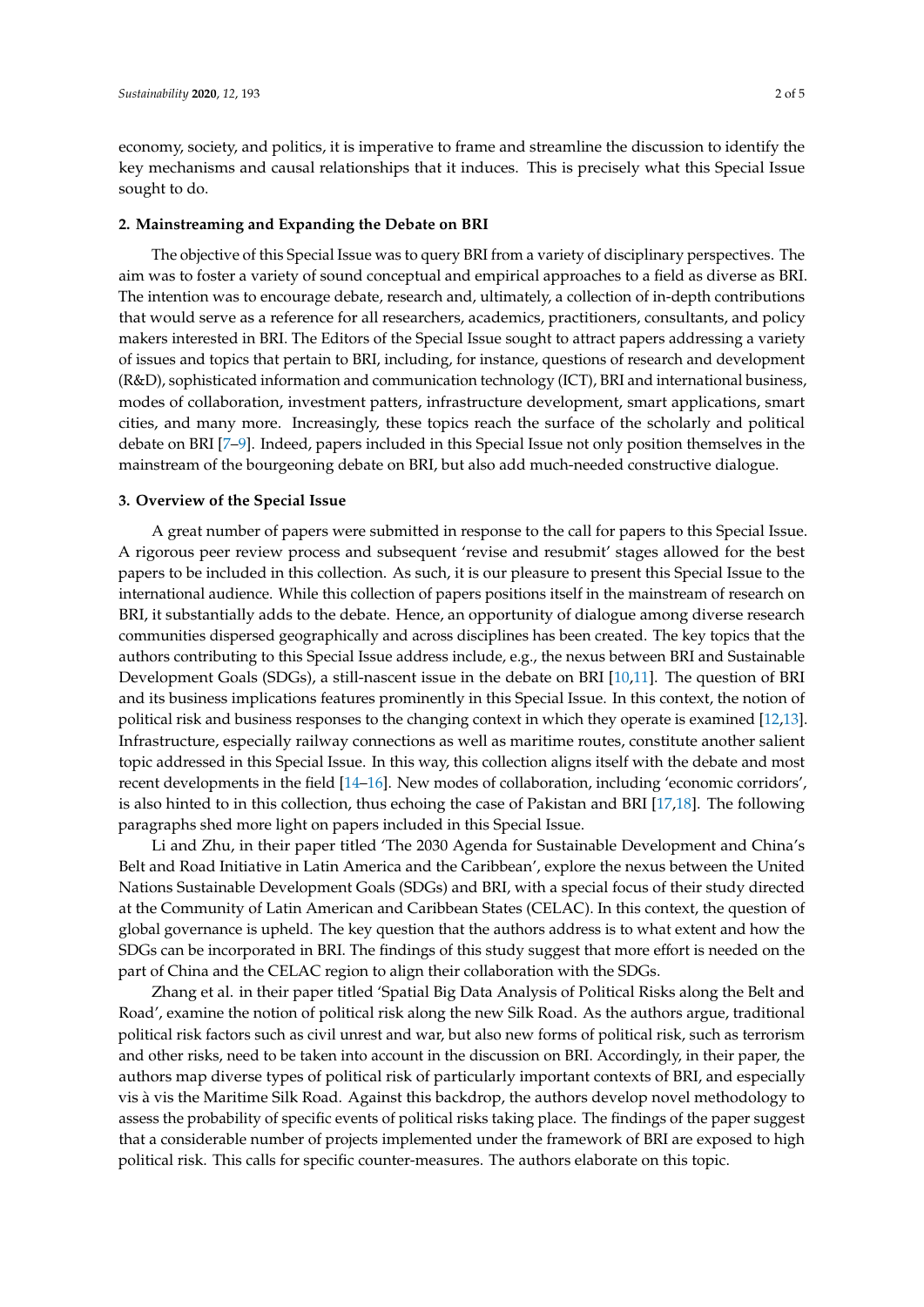economy, society, and politics, it is imperative to frame and streamline the discussion to identify the key mechanisms and causal relationships that it induces. This is precisely what this Special Issue sought to do.

## 2. Mainstreaming and Expanding the Debate on BRI

The objective of this Special Issue was to query BRI from a variety of disciplinary perspectives. The aim was to foster a variety of sound conceptual and empirical approaches to a field as diverse as BRI. The intention was to encourage debate, research and, ultimately, a collection of in-depth contributions that would serve as a reference for all researchers, academics, practitioners, consultants, and policy makers interested in BRI. The Editors of the Special Issue sought to attract papers addressing a variety of issues and topics that pertain to BRI, including, for instance, questions of research and development (R&D), sophisticated information and communication technology (ICT), BRI and international business, modes of collaboration, investment patters, infrastructure development, smart applications, smart cities, and many more. Increasingly, these topics reach the surface of the scholarly and political debate on BRI [7–9]. Indeed, papers included in this Special Issue not only position themselves in the mainstream of the bourgeoning debate on BRI, but also add much-needed constructive dialogue.

## 3. Overview of the Special Issue

A great number of papers were submitted in response to the call for papers to this Special Issue. A rigorous peer review process and subsequent 'revise and resubmit' stages allowed for the best papers to be included in this collection. As such, it is our pleasure to present this Special Issue to the international audience. While this collection of papers positions itself in the mainstream of research on BRI, it substantially adds to the debate. Hence, an opportunity of dialogue among diverse research communities dispersed geographically and across disciplines has been created. The key topics that the authors contributing to this Special Issue address include, e.g., the nexus between BRI and Sustainable Development Goals (SDGs), a still-nascent issue in the debate on BRI [10,11]. The question of BRI and its business implications features prominently in this Special Issue. In this context, the notion of political risk and business responses to the changing context in which they operate is examined [12,13]. Infrastructure, especially railway connections as well as maritime routes, constitute another salient topic addressed in this Special Issue. In this way, this collection aligns itself with the debate and most recent developments in the field [14–16]. New modes of collaboration, including 'economic corridors', is also hinted to in this collection, thus echoing the case of Pakistan and BRI [17,18]. The following paragraphs shed more light on papers included in this Special Issue.

Li and Zhu, in their paper titled 'The 2030 Agenda for Sustainable Development and China's Belt and Road Initiative in Latin America and the Caribbean', explore the nexus between the United Nations Sustainable Development Goals (SDGs) and BRI, with a special focus of their study directed at the Community of Latin American and Caribbean States (CELAC). In this context, the question of global governance is upheld. The key question that the authors address is to what extent and how the SDGs can be incorporated in BRI. The findings of this study suggest that more effort is needed on the part of China and the CELAC region to align their collaboration with the SDGs.

Zhang et al. in their paper titled 'Spatial Big Data Analysis of Political Risks along the Belt and Road', examine the notion of political risk along the new Silk Road. As the authors argue, traditional political risk factors such as civil unrest and war, but also new forms of political risk, such as terrorism and other risks, need to be taken into account in the discussion on BRI. Accordingly, in their paper, the authors map diverse types of political risk of particularly important contexts of BRI, and especially vis à vis the Maritime Silk Road. Against this backdrop, the authors develop novel methodology to assess the probability of specific events of political risks taking place. The findings of the paper suggest that a considerable number of projects implemented under the framework of BRI are exposed to high political risk. This calls for specific counter-measures. The authors elaborate on this topic.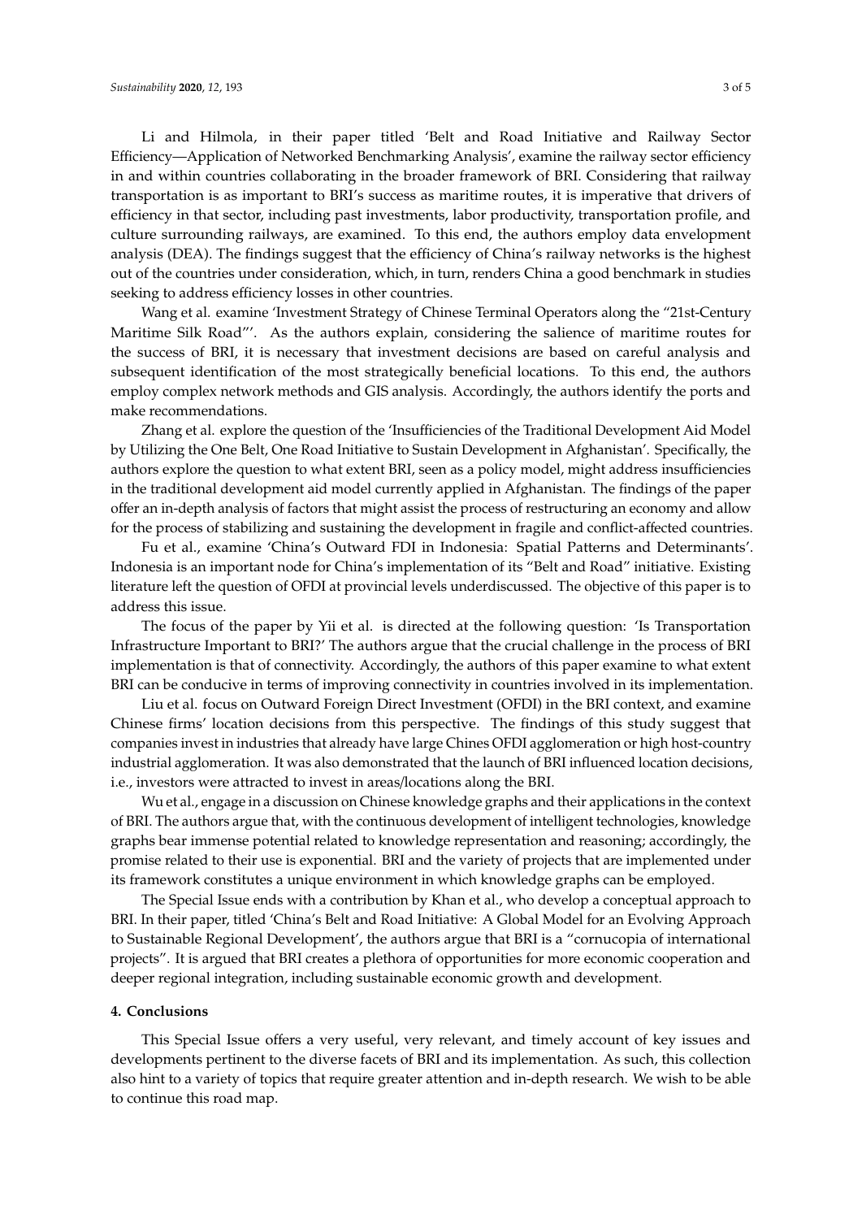Li and Hilmola, in their paper titled 'Belt and Road Initiative and Railway Sector Efficiency—Application of Networked Benchmarking Analysis', examine the railway sector efficiency in and within countries collaborating in the broader framework of BRI. Considering that railway transportation is as important to BRI's success as maritime routes, it is imperative that drivers of efficiency in that sector, including past investments, labor productivity, transportation profile, and culture surrounding railways, are examined. To this end, the authors employ data envelopment analysis (DEA). The findings suggest that the efficiency of China's railway networks is the highest out of the countries under consideration, which, in turn, renders China a good benchmark in studies seeking to address efficiency losses in other countries.

Wang et al. examine 'Investment Strategy of Chinese Terminal Operators along the "21st-Century Maritime Silk Road"'. As the authors explain, considering the salience of maritime routes for the success of BRI, it is necessary that investment decisions are based on careful analysis and subsequent identification of the most strategically beneficial locations. To this end, the authors employ complex network methods and GIS analysis. Accordingly, the authors identify the ports and make recommendations.

Zhang et al. explore the question of the 'Insufficiencies of the Traditional Development Aid Model by Utilizing the One Belt, One Road Initiative to Sustain Development in Afghanistan'. Specifically, the authors explore the question to what extent BRI, seen as a policy model, might address insufficiencies in the traditional development aid model currently applied in Afghanistan. The findings of the paper offer an in-depth analysis of factors that might assist the process of restructuring an economy and allow for the process of stabilizing and sustaining the development in fragile and conflict-affected countries.

Fu et al., examine 'China's Outward FDI in Indonesia: Spatial Patterns and Determinants'. Indonesia is an important node for China's implementation of its "Belt and Road" initiative. Existing literature left the question of OFDI at provincial levels underdiscussed. The objective of this paper is to address this issue.

The focus of the paper by Yii et al. is directed at the following question: 'Is Transportation Infrastructure Important to BRI?' The authors argue that the crucial challenge in the process of BRI implementation is that of connectivity. Accordingly, the authors of this paper examine to what extent BRI can be conducive in terms of improving connectivity in countries involved in its implementation.

Liu et al. focus on Outward Foreign Direct Investment (OFDI) in the BRI context, and examine Chinese firms' location decisions from this perspective. The findings of this study suggest that companies invest in industries that already have large Chines OFDI agglomeration or high host-country industrial agglomeration. It was also demonstrated that the launch of BRI influenced location decisions, i.e., investors were attracted to invest in areas/locations along the BRI.

Wu et al., engage in a discussion on Chinese knowledge graphs and their applications in the context of BRI. The authors argue that, with the continuous development of intelligent technologies, knowledge graphs bear immense potential related to knowledge representation and reasoning; accordingly, the promise related to their use is exponential. BRI and the variety of projects that are implemented under its framework constitutes a unique environment in which knowledge graphs can be employed.

The Special Issue ends with a contribution by Khan et al., who develop a conceptual approach to BRI. In their paper, titled 'China's Belt and Road Initiative: A Global Model for an Evolving Approach to Sustainable Regional Development', the authors argue that BRI is a "cornucopia of international projects". It is argued that BRI creates a plethora of opportunities for more economic cooperation and deeper regional integration, including sustainable economic growth and development.

## 4. Conclusions

This Special Issue offers a very useful, very relevant, and timely account of key issues and developments pertinent to the diverse facets of BRI and its implementation. As such, this collection also hint to a variety of topics that require greater attention and in-depth research. We wish to be able to continue this road map.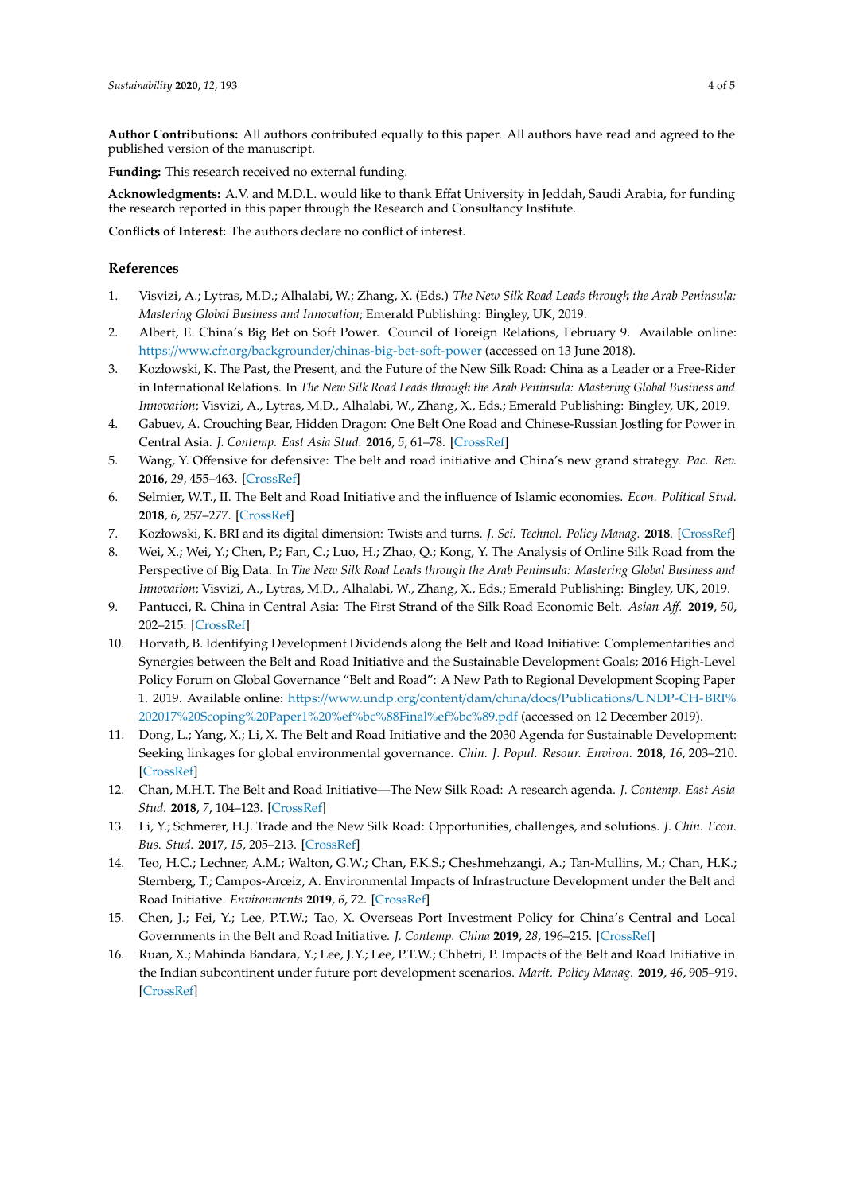**Author Contributions:** All authors contributed equally to this paper. All authors have read and agreed to the published version of the manuscript.

**Funding:** This research received no external funding.

**Acknowledgments:** A.V. and M.D.L. would like to thank Effat University in Jeddah, Saudi Arabia, for funding the research reported in this paper through the Research and Consultancy Institute.

**Conflicts of Interest:** The authors declare no conflict of interest.

## References

1. Visvizi, A.; Lytras, M.D.; Alhalabi, W.; Zhang, X. (Eds.) *The New Silk Road Leads through the Arab Peninsula: Mastering Global Business and Innovation*; Emerald Publishing: Bingley, UK, 2019.
2. Albert, E. China's Big Bet on Soft Power. Council of Foreign Relations, February 9. Available online: https://www.cfr.org/backgrounder/chinas-big-bet-soft-power (accessed on 13 June 2018).
3. Kozłowski, K. The Past, the Present, and the Future of the New Silk Road: China as a Leader or a Free-Rider in International Relations. In *The New Silk Road Leads through the Arab Peninsula: Mastering Global Business and Innovation*; Visvizi, A., Lytras, M.D., Alhalabi, W., Zhang, X., Eds.; Emerald Publishing: Bingley, UK, 2019.
4. Gabuev, A. Crouching Bear, Hidden Dragon: One Belt One Road and Chinese-Russian Jostling for Power in Central Asia. *J. Contemp. East Asia Stud.* **2016**, *5*, 61–78. [CrossRef]
5. Wang, Y. Offensive for defensive: The belt and road initiative and China's new grand strategy. *Pac. Rev.* **2016**, *29*, 455–463. [CrossRef]
6. Selmier, W.T., II. The Belt and Road Initiative and the influence of Islamic economies. *Econ. Political Stud.* **2018**, *6*, 257–277. [CrossRef]
7. Kozłowski, K. BRI and its digital dimension: Twists and turns. *J. Sci. Technol. Policy Manag.* **2018**. [CrossRef]
8. Wei, X.; Wei, Y.; Chen, P.; Fan, C.; Luo, H.; Zhao, Q.; Kong, Y. The Analysis of Online Silk Road from the Perspective of Big Data. In *The New Silk Road Leads through the Arab Peninsula: Mastering Global Business and Innovation*; Visvizi, A., Lytras, M.D., Alhalabi, W., Zhang, X., Eds.; Emerald Publishing: Bingley, UK, 2019.
9. Pantucci, R. China in Central Asia: The First Strand of the Silk Road Economic Belt. *Asian Aff.* **2019**, *50*, 202–215. [CrossRef]
10. Horvath, B. Identifying Development Dividends along the Belt and Road Initiative: Complementarities and Synergies between the Belt and Road Initiative and the Sustainable Development Goals; 2016 High-Level Policy Forum on Global Governance "Belt and Road": A New Path to Regional Development Scoping Paper 1. 2019. Available online: https://www.undp.org/content/dam/china/docs/Publications/UNDP-CH-BRI%202017%20Scoping%20Paper1%20%ef%bc%88Final%ef%bc%89.pdf (accessed on 12 December 2019).
11. Dong, L.; Yang, X.; Li, X. The Belt and Road Initiative and the 2030 Agenda for Sustainable Development: Seeking linkages for global environmental governance. *Chin. J. Popul. Resour. Environ.* **2018**, *16*, 203–210. [CrossRef]
12. Chan, M.H.T. The Belt and Road Initiative—The New Silk Road: A research agenda. *J. Contemp. East Asia Stud.* **2018**, *7*, 104–123. [CrossRef]
13. Li, Y.; Schmerer, H.J. Trade and the New Silk Road: Opportunities, challenges, and solutions. *J. Chin. Econ. Bus. Stud.* **2017**, *15*, 205–213. [CrossRef]
14. Teo, H.C.; Lechner, A.M.; Walton, G.W.; Chan, F.K.S.; Cheshmehzangi, A.; Tan-Mullins, M.; Chan, H.K.; Sternberg, T.; Campos-Arceiz, A. Environmental Impacts of Infrastructure Development under the Belt and Road Initiative. *Environments* **2019**, *6*, 72. [CrossRef]
15. Chen, J.; Fei, Y.; Lee, P.T.W.; Tao, X. Overseas Port Investment Policy for China's Central and Local Governments in the Belt and Road Initiative. *J. Contemp. China* **2019**, *28*, 196–215. [CrossRef]
16. Ruan, X.; Mahinda Bandara, Y.; Lee, J.Y.; Lee, P.T.W.; Chhetri, P. Impacts of the Belt and Road Initiative in the Indian subcontinent under future port development scenarios. *Marit. Policy Manag.* **2019**, *46*, 905–919. [CrossRef]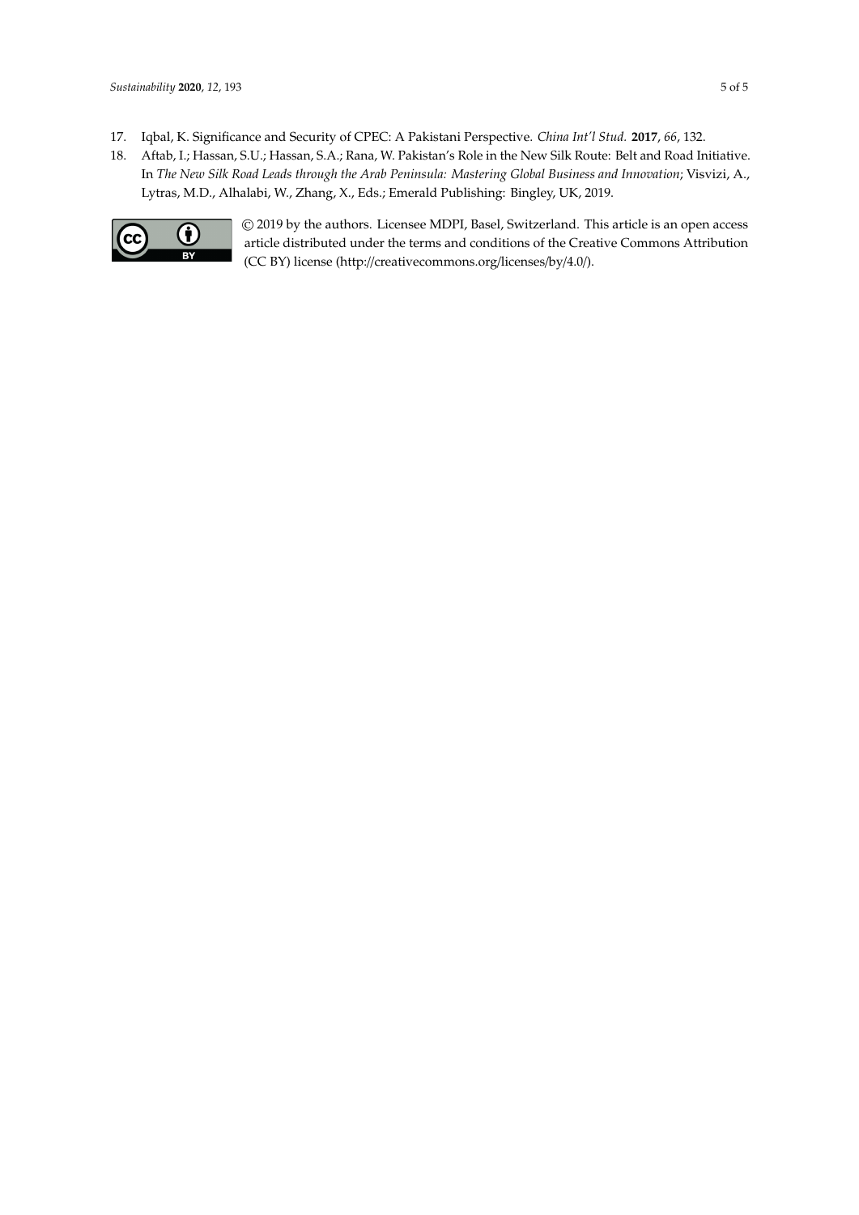17. Iqbal, K. Significance and Security of CPEC: A Pakistani Perspective. *China Int'l Stud.* **2017**, *66*, 132.
18. Aftab, I.; Hassan, S.U.; Hassan, S.A.; Rana, W. Pakistan's Role in the New Silk Route: Belt and Road Initiative. In *The New Silk Road Leads through the Arab Peninsula: Mastering Global Business and Innovation*; Visvizi, A., Lytras, M.D., Alhalabi, W., Zhang, X., Eds.; Emerald Publishing: Bingley, UK, 2019.

© 2019 by the authors. Licensee MDPI, Basel, Switzerland. This article is an open access article distributed under the terms and conditions of the Creative Commons Attribution (CC BY) license (http://creativecommons.org/licenses/by/4.0/).